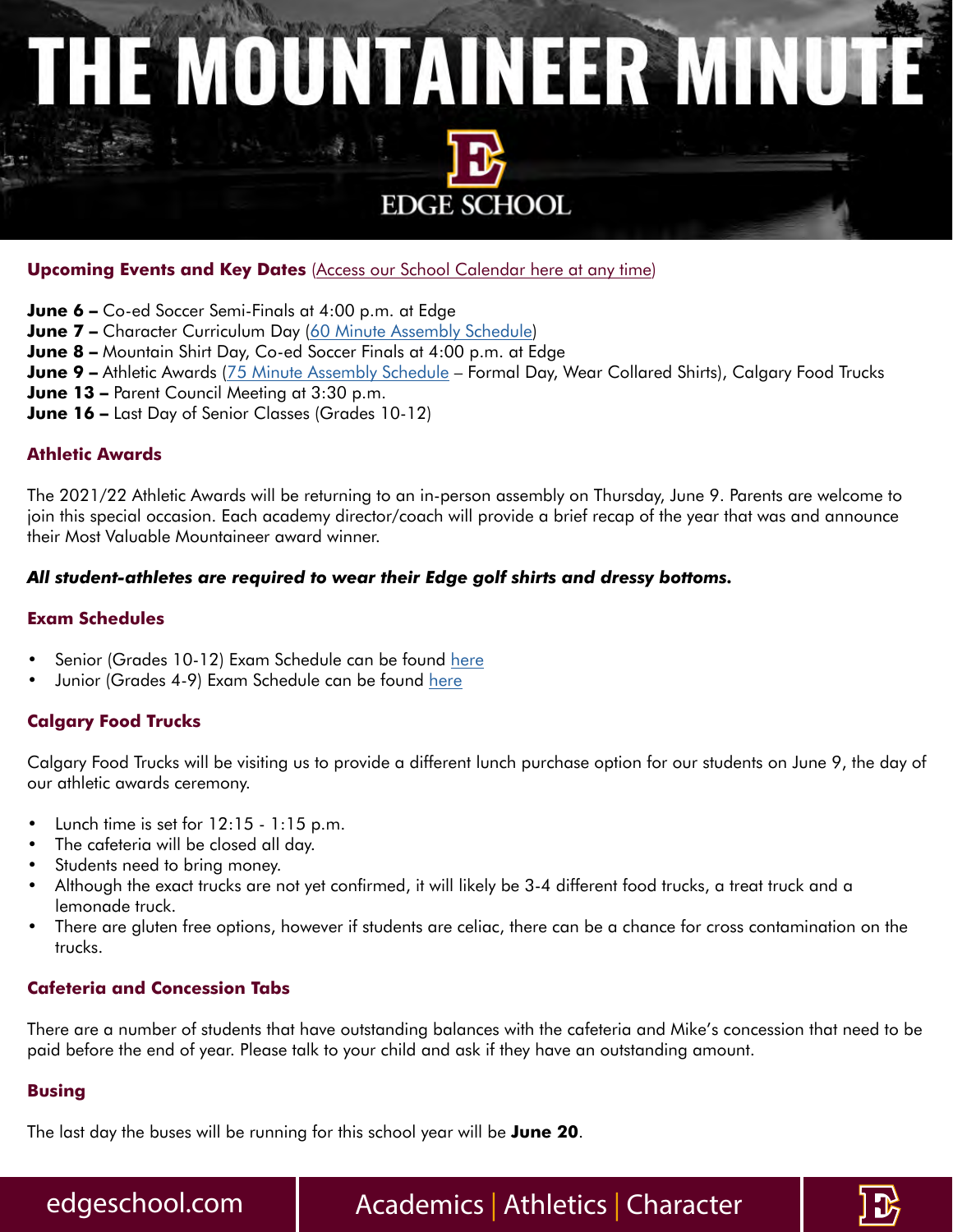# THE MOUNTAINEER MINUTE

EDGE SCHOOL

**Upcoming Events and Key Dates** (Access our School Calendar here at any time)

**June 6 –** Co-ed Soccer Semi-Finals at 4:00 p.m. at Edge
**June 7 –** Character Curriculum Day (60 Minute Assembly Schedule)
**June 8 –** Mountain Shirt Day, Co-ed Soccer Finals at 4:00 p.m. at Edge
**June 9 –** Athletic Awards (75 Minute Assembly Schedule – Formal Day, Wear Collared Shirts), Calgary Food Trucks
**June 13 –** Parent Council Meeting at 3:30 p.m.
**June 16 –** Last Day of Senior Classes (Grades 10-12)

### Athletic Awards

The 2021/22 Athletic Awards will be returning to an in-person assembly on Thursday, June 9. Parents are welcome to join this special occasion. Each academy director/coach will provide a brief recap of the year that was and announce their Most Valuable Mountaineer award winner.

***All student-athletes are required to wear their Edge golf shirts and dressy bottoms.***

### Exam Schedules

- Senior (Grades 10-12) Exam Schedule can be found here
- Junior (Grades 4-9) Exam Schedule can be found here

### Calgary Food Trucks

Calgary Food Trucks will be visiting us to provide a different lunch purchase option for our students on June 9, the day of our athletic awards ceremony.

- Lunch time is set for 12:15 - 1:15 p.m.
- The cafeteria will be closed all day.
- Students need to bring money.
- Although the exact trucks are not yet confirmed, it will likely be 3-4 different food trucks, a treat truck and a lemonade truck.
- There are gluten free options, however if students are celiac, there can be a chance for cross contamination on the trucks.

### Cafeteria and Concession Tabs

There are a number of students that have outstanding balances with the cafeteria and Mike's concession that need to be paid before the end of year. Please talk to your child and ask if they have an outstanding amount.

### Busing

The last day the buses will be running for this school year will be **June 20**.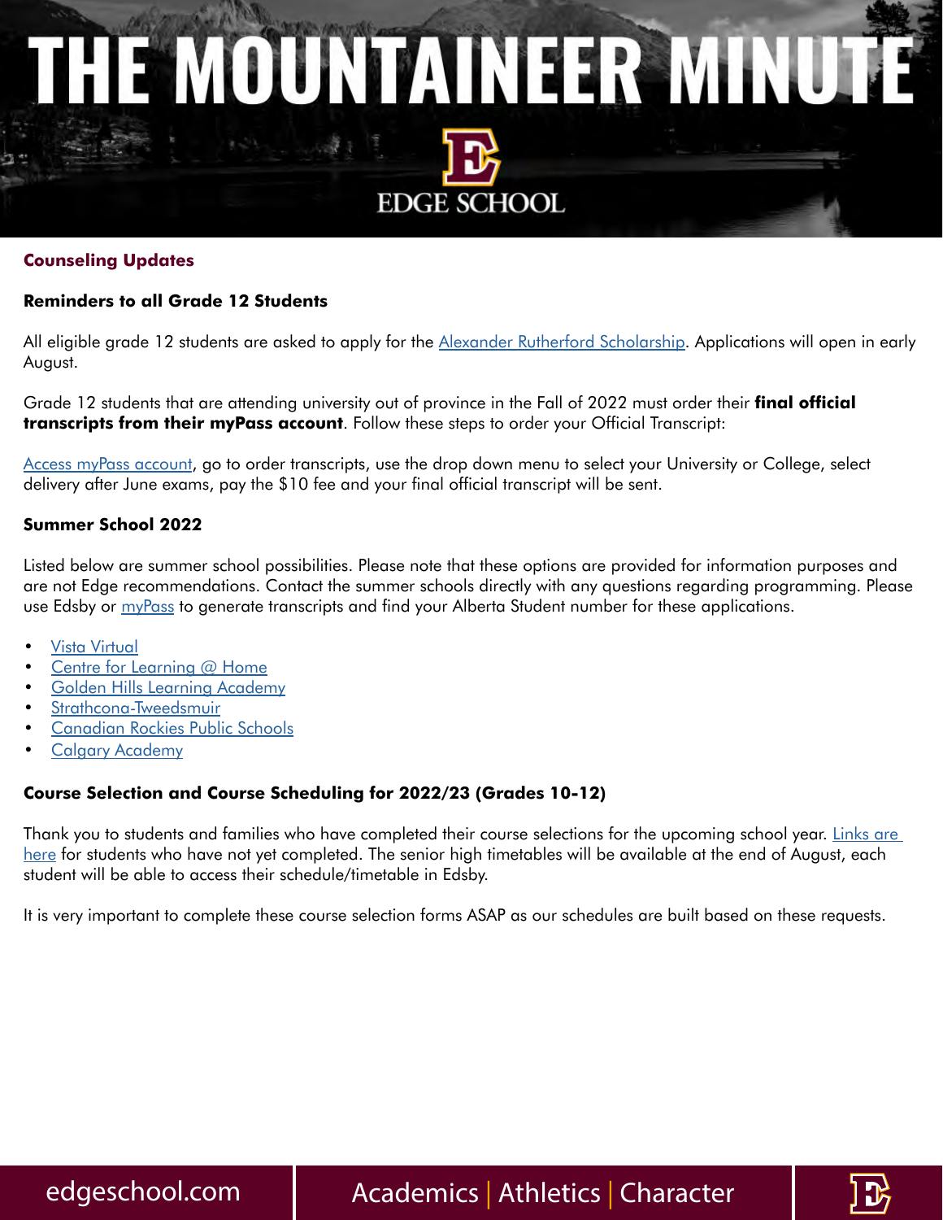# THE MOUNTAINEER MINUTE

EDGE SCHOOL

## Counseling Updates

### Reminders to all Grade 12 Students

All eligible grade 12 students are asked to apply for the Alexander Rutherford Scholarship. Applications will open in early August.

Grade 12 students that are attending university out of province in the Fall of 2022 must order their **final official transcripts from their myPass account**. Follow these steps to order your Official Transcript:

Access myPass account, go to order transcripts, use the drop down menu to select your University or College, select delivery after June exams, pay the $10 fee and your final official transcript will be sent.

### Summer School 2022

Listed below are summer school possibilities. Please note that these options are provided for information purposes and are not Edge recommendations. Contact the summer schools directly with any questions regarding programming. Please use Edsby or myPass to generate transcripts and find your Alberta Student number for these applications.

- Vista Virtual
- Centre for Learning @ Home
- Golden Hills Learning Academy
- Strathcona-Tweedsmuir
- Canadian Rockies Public Schools
- Calgary Academy

### Course Selection and Course Scheduling for 2022/23 (Grades 10-12)

Thank you to students and families who have completed their course selections for the upcoming school year. Links are here for students who have not yet completed. The senior high timetables will be available at the end of August, each student will be able to access their schedule/timetable in Edsby.

It is very important to complete these course selection forms ASAP as our schedules are built based on these requests.